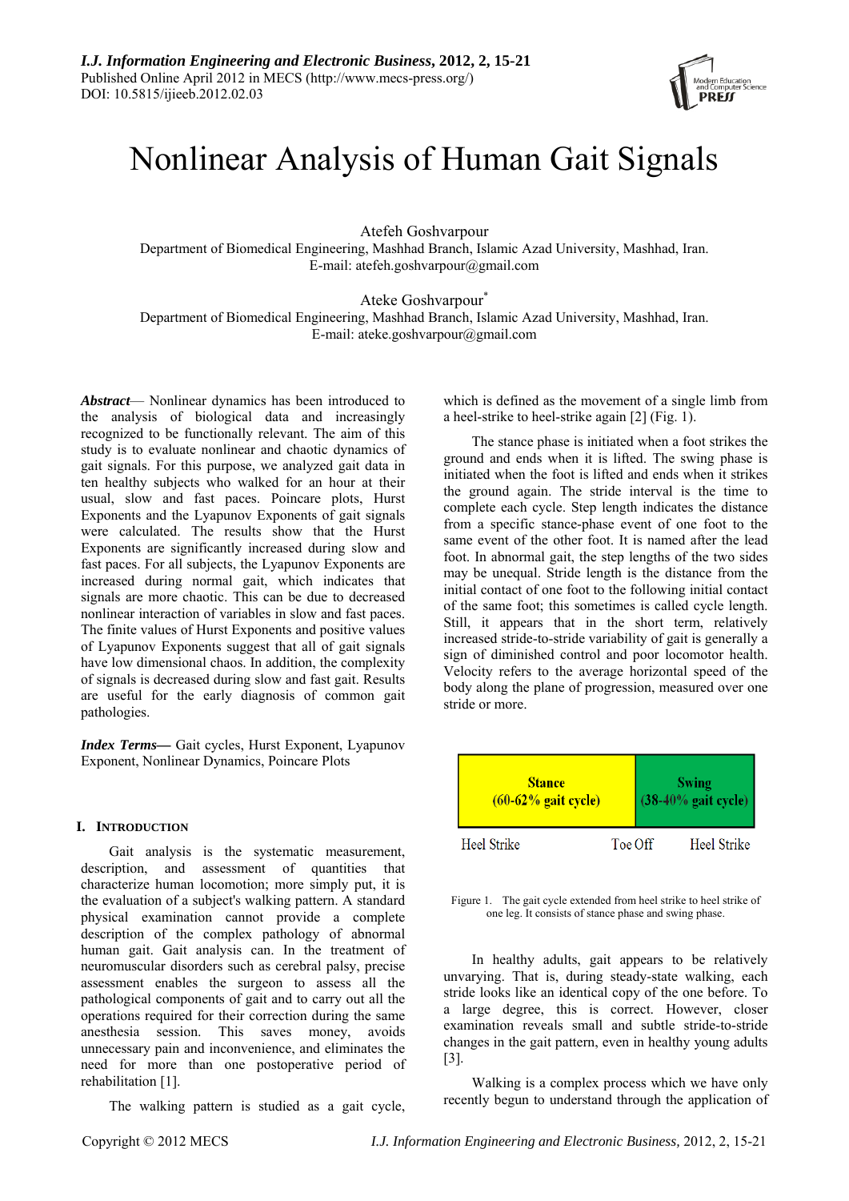# Nonlinear Analysis of Human Gait Signals

Atefeh Goshvarpour
Department of Biomedical Engineering, Mashhad Branch, Islamic Azad University, Mashhad, Iran.
E-mail: atefeh.goshvarpour@gmail.com

Ateke Goshvarpour*
Department of Biomedical Engineering, Mashhad Branch, Islamic Azad University, Mashhad, Iran.
E-mail: ateke.goshvarpour@gmail.com

***Abstract***— Nonlinear dynamics has been introduced to the analysis of biological data and increasingly recognized to be functionally relevant. The aim of this study is to evaluate nonlinear and chaotic dynamics of gait signals. For this purpose, we analyzed gait data in ten healthy subjects who walked for an hour at their usual, slow and fast paces. Poincare plots, Hurst Exponents and the Lyapunov Exponents of gait signals were calculated. The results show that the Hurst Exponents are significantly increased during slow and fast paces. For all subjects, the Lyapunov Exponents are increased during normal gait, which indicates that signals are more chaotic. This can be due to decreased nonlinear interaction of variables in slow and fast paces. The finite values of Hurst Exponents and positive values of Lyapunov Exponents suggest that all of gait signals have low dimensional chaos. In addition, the complexity of signals is decreased during slow and fast gait. Results are useful for the early diagnosis of common gait pathologies.

***Index Terms—*** Gait cycles, Hurst Exponent, Lyapunov Exponent, Nonlinear Dynamics, Poincare Plots

## I. Introduction

Gait analysis is the systematic measurement, description, and assessment of quantities that characterize human locomotion; more simply put, it is the evaluation of a subject's walking pattern. A standard physical examination cannot provide a complete description of the complex pathology of abnormal human gait. Gait analysis can. In the treatment of neuromuscular disorders such as cerebral palsy, precise assessment enables the surgeon to assess all the pathological components of gait and to carry out all the operations required for their correction during the same anesthesia session. This saves money, avoids unnecessary pain and inconvenience, and eliminates the need for more than one postoperative period of rehabilitation [1].

The walking pattern is studied as a gait cycle, which is defined as the movement of a single limb from a heel-strike to heel-strike again [2] (Fig. 1).

The stance phase is initiated when a foot strikes the ground and ends when it is lifted. The swing phase is initiated when the foot is lifted and ends when it strikes the ground again. The stride interval is the time to complete each cycle. Step length indicates the distance from a specific stance-phase event of one foot to the same event of the other foot. It is named after the lead foot. In abnormal gait, the step lengths of the two sides may be unequal. Stride length is the distance from the initial contact of one foot to the following initial contact of the same foot; this sometimes is called cycle length. Still, it appears that in the short term, relatively increased stride-to-stride variability of gait is generally a sign of diminished control and poor locomotor health. Velocity refers to the average horizontal speed of the body along the plane of progression, measured over one stride or more.

Stance
(60-62% gait cycle)

Swing
(38-40% gait cycle)

Heel Strike
Toe Off
Heel Strike

Figure 1. The gait cycle extended from heel strike to heel strike of one leg. It consists of stance phase and swing phase.

In healthy adults, gait appears to be relatively unvarying. That is, during steady-state walking, each stride looks like an identical copy of the one before. To a large degree, this is correct. However, closer examination reveals small and subtle stride-to-stride changes in the gait pattern, even in healthy young adults [3].

Walking is a complex process which we have only recently begun to understand through the application of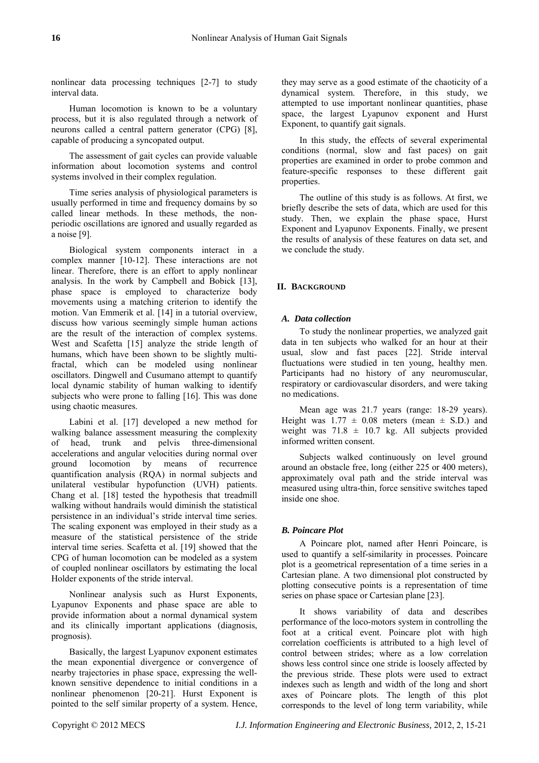nonlinear data processing techniques [2-7] to study interval data.

Human locomotion is known to be a voluntary process, but it is also regulated through a network of neurons called a central pattern generator (CPG) [8], capable of producing a syncopated output.

The assessment of gait cycles can provide valuable information about locomotion systems and control systems involved in their complex regulation.

Time series analysis of physiological parameters is usually performed in time and frequency domains by so called linear methods. In these methods, the non-periodic oscillations are ignored and usually regarded as a noise [9].

Biological system components interact in a complex manner [10-12]. These interactions are not linear. Therefore, there is an effort to apply nonlinear analysis. In the work by Campbell and Bobick [13], phase space is employed to characterize body movements using a matching criterion to identify the motion. Van Emmerik et al. [14] in a tutorial overview, discuss how various seemingly simple human actions are the result of the interaction of complex systems. West and Scafetta [15] analyze the stride length of humans, which have been shown to be slightly multi-fractal, which can be modeled using nonlinear oscillators. Dingwell and Cusumano attempt to quantify local dynamic stability of human walking to identify subjects who were prone to falling [16]. This was done using chaotic measures.

Labini et al. [17] developed a new method for walking balance assessment measuring the complexity of head, trunk and pelvis three-dimensional accelerations and angular velocities during normal over ground locomotion by means of recurrence quantification analysis (RQA) in normal subjects and unilateral vestibular hypofunction (UVH) patients. Chang et al. [18] tested the hypothesis that treadmill walking without handrails would diminish the statistical persistence in an individual's stride interval time series. The scaling exponent was employed in their study as a measure of the statistical persistence of the stride interval time series. Scafetta et al. [19] showed that the CPG of human locomotion can be modeled as a system of coupled nonlinear oscillators by estimating the local Holder exponents of the stride interval.

Nonlinear analysis such as Hurst Exponents, Lyapunov Exponents and phase space are able to provide information about a normal dynamical system and its clinically important applications (diagnosis, prognosis).

Basically, the largest Lyapunov exponent estimates the mean exponential divergence or convergence of nearby trajectories in phase space, expressing the well-known sensitive dependence to initial conditions in a nonlinear phenomenon [20-21]. Hurst Exponent is pointed to the self similar property of a system. Hence, they may serve as a good estimate of the chaoticity of a dynamical system. Therefore, in this study, we attempted to use important nonlinear quantities, phase space, the largest Lyapunov exponent and Hurst Exponent, to quantify gait signals.

In this study, the effects of several experimental conditions (normal, slow and fast paces) on gait properties are examined in order to probe common and feature-specific responses to these different gait properties.

The outline of this study is as follows. At first, we briefly describe the sets of data, which are used for this study. Then, we explain the phase space, Hurst Exponent and Lyapunov Exponents. Finally, we present the results of analysis of these features on data set, and we conclude the study.

## II. BACKGROUND

### *A. Data collection*

To study the nonlinear properties, we analyzed gait data in ten subjects who walked for an hour at their usual, slow and fast paces [22]. Stride interval fluctuations were studied in ten young, healthy men. Participants had no history of any neuromuscular, respiratory or cardiovascular disorders, and were taking no medications.

Mean age was 21.7 years (range: 18-29 years). Height was 1.77 ± 0.08 meters (mean ± S.D.) and weight was 71.8 ± 10.7 kg. All subjects provided informed written consent.

Subjects walked continuously on level ground around an obstacle free, long (either 225 or 400 meters), approximately oval path and the stride interval was measured using ultra-thin, force sensitive switches taped inside one shoe.

### *B. Poincare Plot*

A Poincare plot, named after Henri Poincare, is used to quantify a self-similarity in processes. Poincare plot is a geometrical representation of a time series in a Cartesian plane. A two dimensional plot constructed by plotting consecutive points is a representation of time series on phase space or Cartesian plane [23].

It shows variability of data and describes performance of the loco-motors system in controlling the foot at a critical event. Poincare plot with high correlation coefficients is attributed to a high level of control between strides; where as a low correlation shows less control since one stride is loosely affected by the previous stride. These plots were used to extract indexes such as length and width of the long and short axes of Poincare plots. The length of this plot corresponds to the level of long term variability, while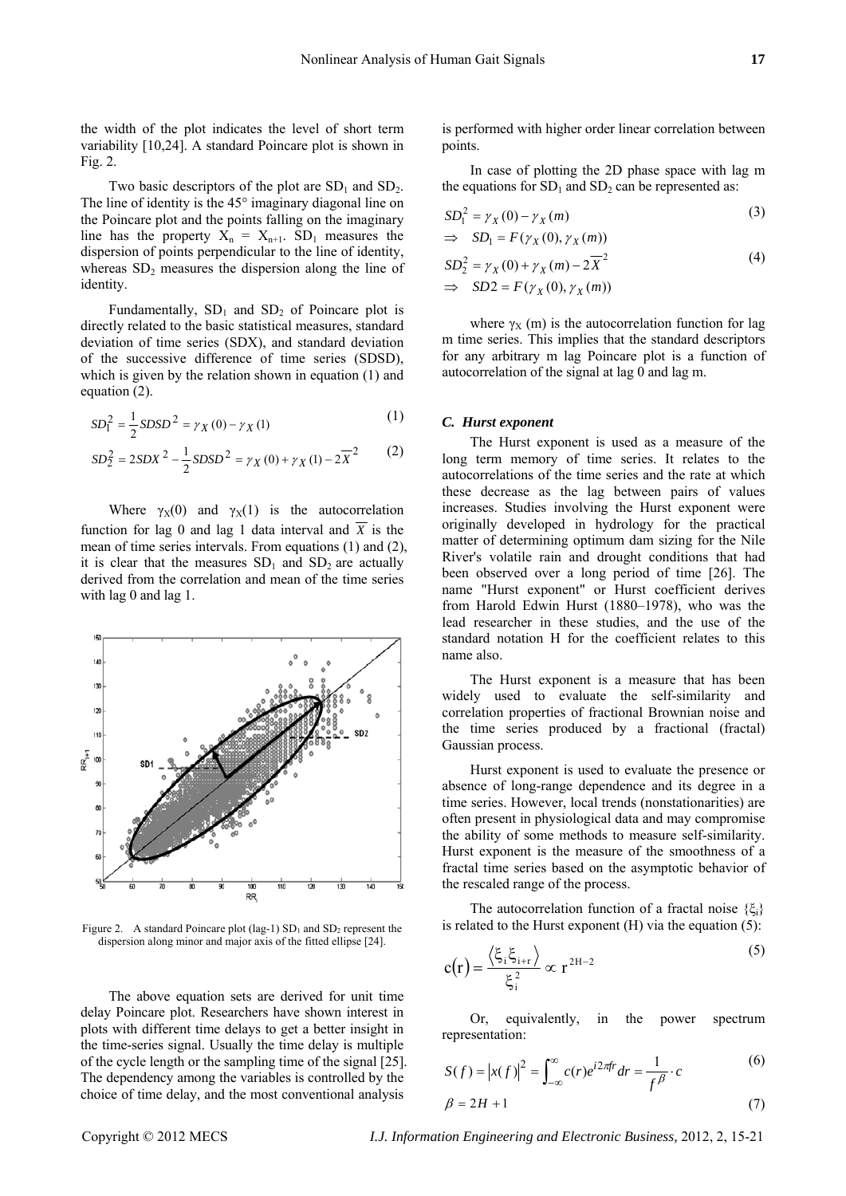the width of the plot indicates the level of short term variability [10,24]. A standard Poincare plot is shown in Fig. 2.

Two basic descriptors of the plot are $SD_1$ and $SD_2$. The line of identity is the 45° imaginary diagonal line on the Poincare plot and the points falling on the imaginary line has the property $X_n = X_{n+1}$. $SD_1$ measures the dispersion of points perpendicular to the line of identity, whereas $SD_2$ measures the dispersion along the line of identity.

Fundamentally, $SD_1$ and $SD_2$ of Poincare plot is directly related to the basic statistical measures, standard deviation of time series (SDX), and standard deviation of the successive difference of time series (SDSD), which is given by the relation shown in equation (1) and equation (2).

$$SD_1^2 = \frac{1}{2}SDSD^2 = \gamma_X(0) - \gamma_X(1) \tag{1}$$

$$SD_2^2 = 2SDX^2 - \frac{1}{2}SDSD^2 = \gamma_X(0) + \gamma_X(1) - 2\overline{X}^2 \tag{2}$$

Where $\gamma_X(0)$ and $\gamma_X(1)$ is the autocorrelation function for lag 0 and lag 1 data interval and $\overline{X}$ is the mean of time series intervals. From equations (1) and (2), it is clear that the measures $SD_1$ and $SD_2$ are actually derived from the correlation and mean of the time series with lag 0 and lag 1.

Figure 2. A standard Poincare plot (lag-1) $SD_1$ and $SD_2$ represent the dispersion along minor and major axis of the fitted ellipse [24].

The above equation sets are derived for unit time delay Poincare plot. Researchers have shown interest in plots with different time delays to get a better insight in the time-series signal. Usually the time delay is multiple of the cycle length or the sampling time of the signal [25]. The dependency among the variables is controlled by the choice of time delay, and the most conventional analysis is performed with higher order linear correlation between points.

In case of plotting the 2D phase space with lag m the equations for $SD_1$ and $SD_2$ can be represented as:

$$SD_1^2 = \gamma_X(0) - \gamma_X(m) \tag{3}$$
$$\Rightarrow \quad SD_1 = F(\gamma_X(0), \gamma_X(m))$$

$$SD_2^2 = \gamma_X(0) + \gamma_X(m) - 2\overline{X}^2 \tag{4}$$
$$\Rightarrow \quad SD2 = F(\gamma_X(0), \gamma_X(m))$$

where $\gamma_X(m)$ is the autocorrelation function for lag m time series. This implies that the standard descriptors for any arbitrary m lag Poincare plot is a function of autocorrelation of the signal at lag 0 and lag m.

### C. *Hurst exponent*

The Hurst exponent is used as a measure of the long term memory of time series. It relates to the autocorrelations of the time series and the rate at which these decrease as the lag between pairs of values increases. Studies involving the Hurst exponent were originally developed in hydrology for the practical matter of determining optimum dam sizing for the Nile River's volatile rain and drought conditions that had been observed over a long period of time [26]. The name "Hurst exponent" or Hurst coefficient derives from Harold Edwin Hurst (1880–1978), who was the lead researcher in these studies, and the use of the standard notation H for the coefficient relates to this name also.

The Hurst exponent is a measure that has been widely used to evaluate the self-similarity and correlation properties of fractional Brownian noise and the time series produced by a fractional (fractal) Gaussian process.

Hurst exponent is used to evaluate the presence or absence of long-range dependence and its degree in a time series. However, local trends (nonstationarities) are often present in physiological data and may compromise the ability of some methods to measure self-similarity. Hurst exponent is the measure of the smoothness of a fractal time series based on the asymptotic behavior of the rescaled range of the process.

The autocorrelation function of a fractal noise $\{\xi_i\}$ is related to the Hurst exponent (H) via the equation (5):

$$c(r) = \frac{\langle \xi_i \xi_{i+r} \rangle}{\xi_i^2} \propto r^{2H-2} \tag{5}$$

Or, equivalently, in the power spectrum representation:

$$S(f) = |x(f)|^2 = \int_{-\infty}^{\infty} c(r)e^{i2\pi fr}dr = \frac{1}{f^{\beta}} \cdot c \tag{6}$$

$$\beta = 2H + 1 \tag{7}$$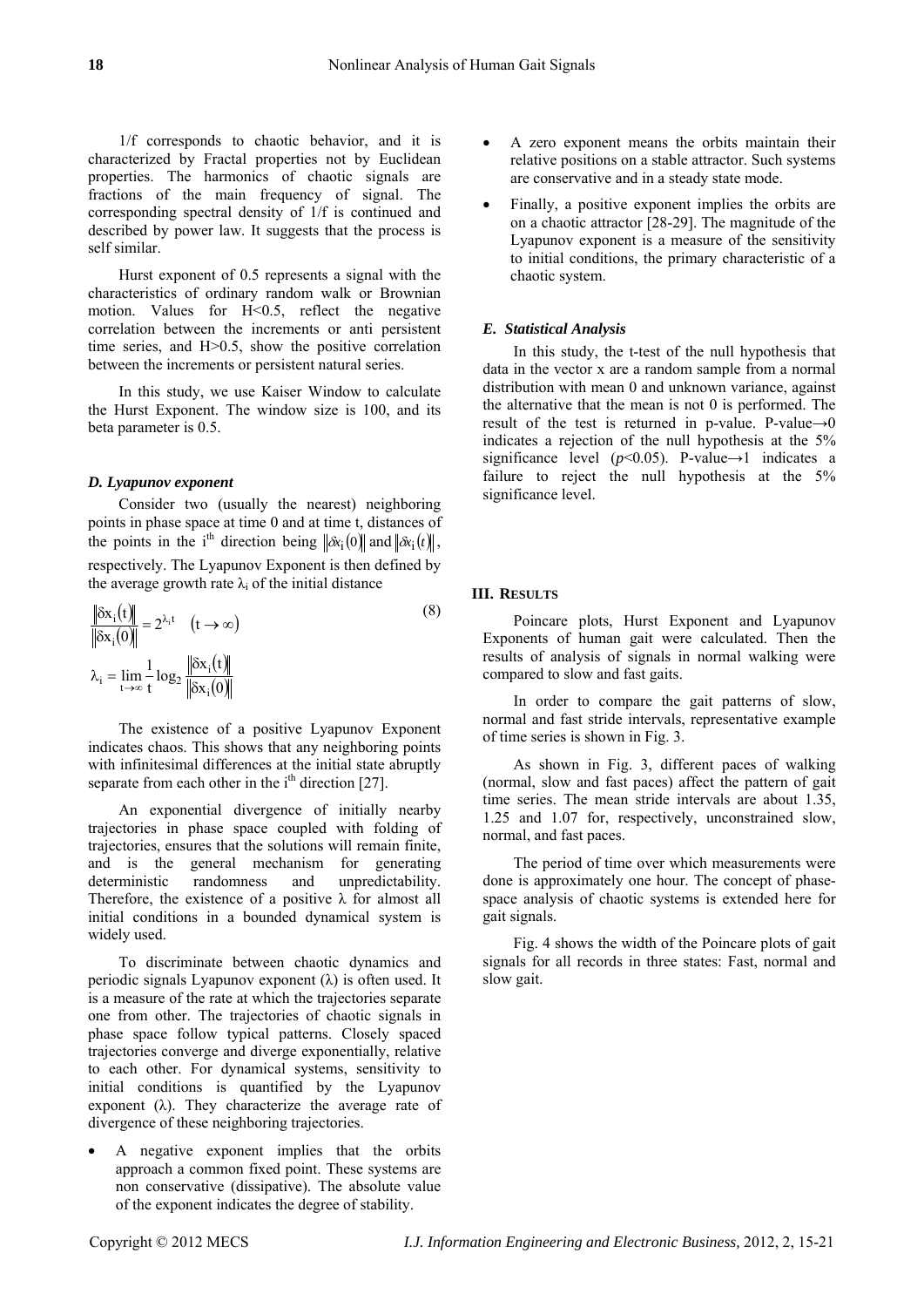1/f corresponds to chaotic behavior, and it is characterized by Fractal properties not by Euclidean properties. The harmonics of chaotic signals are fractions of the main frequency of signal. The corresponding spectral density of 1/f is continued and described by power law. It suggests that the process is self similar.

Hurst exponent of 0.5 represents a signal with the characteristics of ordinary random walk or Brownian motion. Values for H<0.5, reflect the negative correlation between the increments or anti persistent time series, and H>0.5, show the positive correlation between the increments or persistent natural series.

In this study, we use Kaiser Window to calculate the Hurst Exponent. The window size is 100, and its beta parameter is 0.5.

### *D. Lyapunov exponent*

Consider two (usually the nearest) neighboring points in phase space at time 0 and at time t, distances of the points in the i[th] direction being $\|\delta x_i(0)\|$ and $\|\delta x_i(t)\|$, respectively. The Lyapunov Exponent is then defined by the average growth rate $\lambda_i$ of the initial distance

$$\frac{\|\delta x_i(t)\|}{\|\delta x_i(0)\|} = 2^{\lambda_i t} \quad (t \to \infty) \tag{8}$$

$$\lambda_i = \lim_{t \to \infty} \frac{1}{t} \log_2 \frac{\|\delta x_i(t)\|}{\|\delta x_i(0)\|}$$

The existence of a positive Lyapunov Exponent indicates chaos. This shows that any neighboring points with infinitesimal differences at the initial state abruptly separate from each other in the i[th] direction [27].

An exponential divergence of initially nearby trajectories in phase space coupled with folding of trajectories, ensures that the solutions will remain finite, and is the general mechanism for generating deterministic randomness and unpredictability. Therefore, the existence of a positive $\lambda$ for almost all initial conditions in a bounded dynamical system is widely used.

To discriminate between chaotic dynamics and periodic signals Lyapunov exponent ($\lambda$) is often used. It is a measure of the rate at which the trajectories separate one from other. The trajectories of chaotic signals in phase space follow typical patterns. Closely spaced trajectories converge and diverge exponentially, relative to each other. For dynamical systems, sensitivity to initial conditions is quantified by the Lyapunov exponent ($\lambda$). They characterize the average rate of divergence of these neighboring trajectories.

- A negative exponent implies that the orbits approach a common fixed point. These systems are non conservative (dissipative). The absolute value of the exponent indicates the degree of stability.
- A zero exponent means the orbits maintain their relative positions on a stable attractor. Such systems are conservative and in a steady state mode.
- Finally, a positive exponent implies the orbits are on a chaotic attractor [28-29]. The magnitude of the Lyapunov exponent is a measure of the sensitivity to initial conditions, the primary characteristic of a chaotic system.

### *E. Statistical Analysis*

In this study, the t-test of the null hypothesis that data in the vector x are a random sample from a normal distribution with mean 0 and unknown variance, against the alternative that the mean is not 0 is performed. The result of the test is returned in p-value. P-value→0 indicates a rejection of the null hypothesis at the 5% significance level ($p<0.05$). P-value→1 indicates a failure to reject the null hypothesis at the 5% significance level.

## III. RESULTS

Poincare plots, Hurst Exponent and Lyapunov Exponents of human gait were calculated. Then the results of analysis of signals in normal walking were compared to slow and fast gaits.

In order to compare the gait patterns of slow, normal and fast stride intervals, representative example of time series is shown in Fig. 3.

As shown in Fig. 3, different paces of walking (normal, slow and fast paces) affect the pattern of gait time series. The mean stride intervals are about 1.35, 1.25 and 1.07 for, respectively, unconstrained slow, normal, and fast paces.

The period of time over which measurements were done is approximately one hour. The concept of phase-space analysis of chaotic systems is extended here for gait signals.

Fig. 4 shows the width of the Poincare plots of gait signals for all records in three states: Fast, normal and slow gait.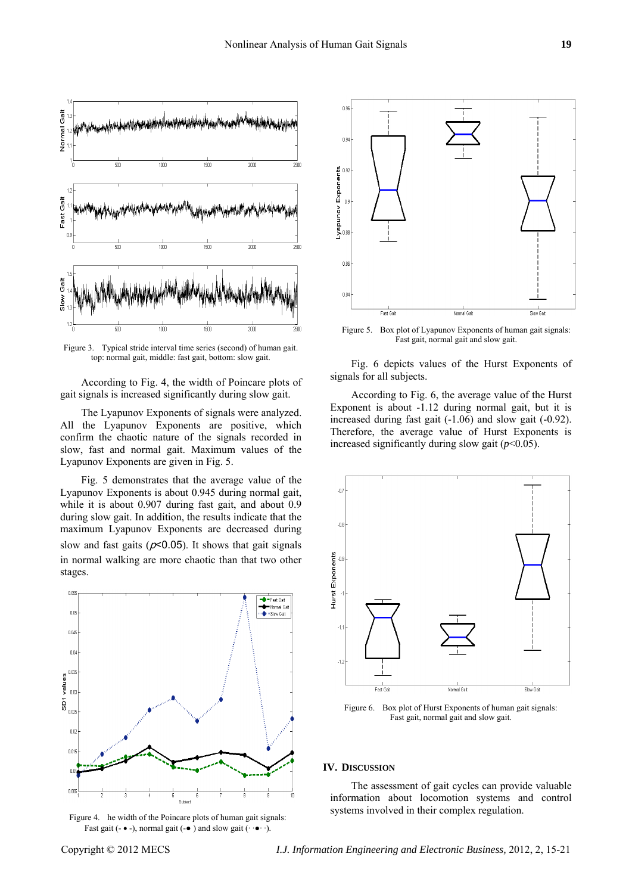Figure 3. Typical stride interval time series (second) of human gait. top: normal gait, middle: fast gait, bottom: slow gait.

According to Fig. 4, the width of Poincare plots of gait signals is increased significantly during slow gait.

The Lyapunov Exponents of signals were analyzed. All the Lyapunov Exponents are positive, which confirm the chaotic nature of the signals recorded in slow, fast and normal gait. Maximum values of the Lyapunov Exponents are given in Fig. 5.

Fig. 5 demonstrates that the average value of the Lyapunov Exponents is about 0.945 during normal gait, while it is about 0.907 during fast gait, and about 0.9 during slow gait. In addition, the results indicate that the maximum Lyapunov Exponents are decreased during slow and fast gaits ($p$<0.05). It shows that gait signals in normal walking are more chaotic than that two other stages.

Figure 4. he width of the Poincare plots of human gait signals: Fast gait (- • -), normal gait (-● ) and slow gait (··●··).

Figure 5. Box plot of Lyapunov Exponents of human gait signals: Fast gait, normal gait and slow gait.

Fig. 6 depicts values of the Hurst Exponents of signals for all subjects.

According to Fig. 6, the average value of the Hurst Exponent is about -1.12 during normal gait, but it is increased during fast gait (-1.06) and slow gait (-0.92). Therefore, the average value of Hurst Exponents is increased significantly during slow gait ($p$<0.05).

Figure 6. Box plot of Hurst Exponents of human gait signals: Fast gait, normal gait and slow gait.

## IV. DISCUSSION

The assessment of gait cycles can provide valuable information about locomotion systems and control systems involved in their complex regulation.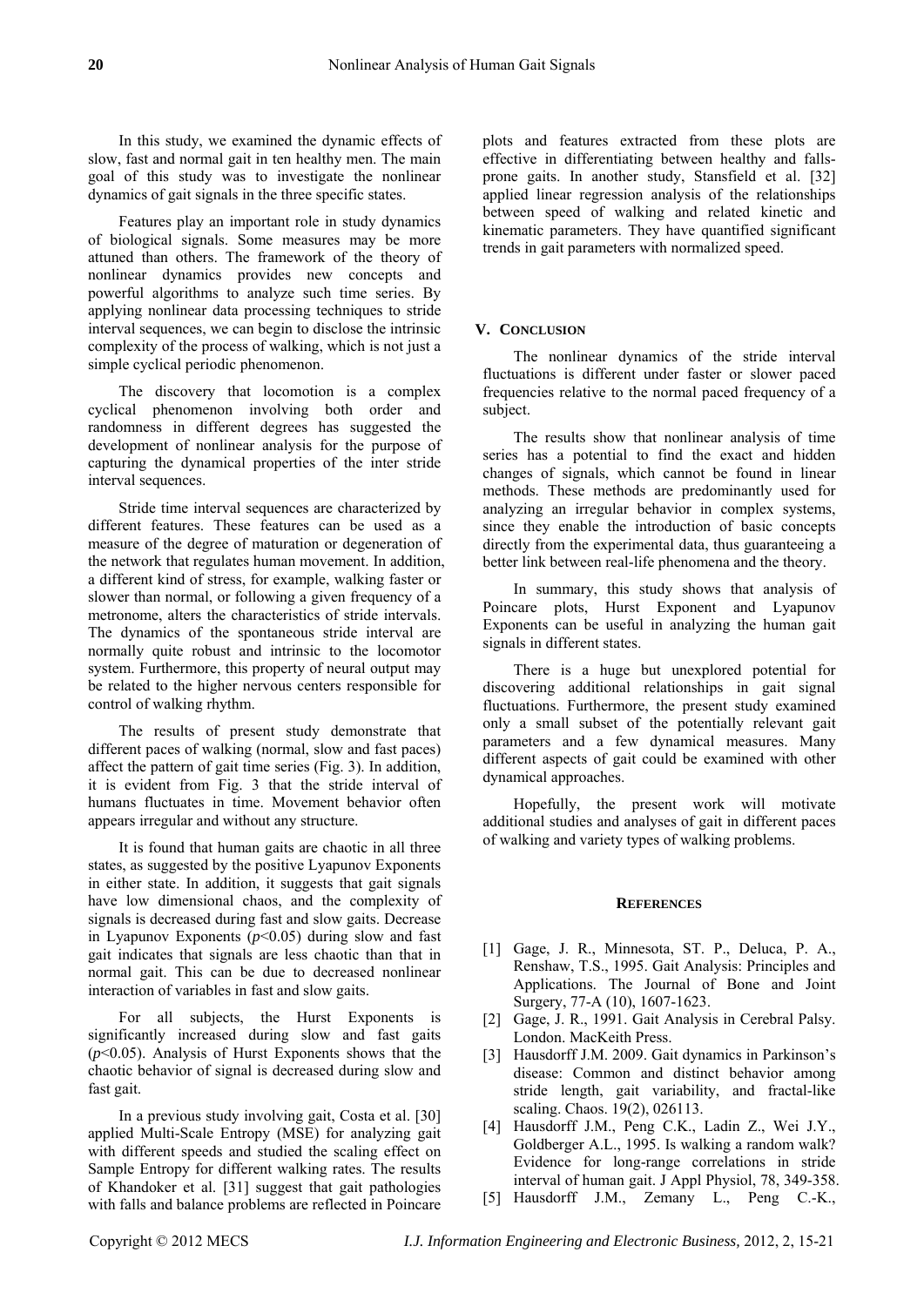In this study, we examined the dynamic effects of slow, fast and normal gait in ten healthy men. The main goal of this study was to investigate the nonlinear dynamics of gait signals in the three specific states.

Features play an important role in study dynamics of biological signals. Some measures may be more attuned than others. The framework of the theory of nonlinear dynamics provides new concepts and powerful algorithms to analyze such time series. By applying nonlinear data processing techniques to stride interval sequences, we can begin to disclose the intrinsic complexity of the process of walking, which is not just a simple cyclical periodic phenomenon.

The discovery that locomotion is a complex cyclical phenomenon involving both order and randomness in different degrees has suggested the development of nonlinear analysis for the purpose of capturing the dynamical properties of the inter stride interval sequences.

Stride time interval sequences are characterized by different features. These features can be used as a measure of the degree of maturation or degeneration of the network that regulates human movement. In addition, a different kind of stress, for example, walking faster or slower than normal, or following a given frequency of a metronome, alters the characteristics of stride intervals. The dynamics of the spontaneous stride interval are normally quite robust and intrinsic to the locomotor system. Furthermore, this property of neural output may be related to the higher nervous centers responsible for control of walking rhythm.

The results of present study demonstrate that different paces of walking (normal, slow and fast paces) affect the pattern of gait time series (Fig. 3). In addition, it is evident from Fig. 3 that the stride interval of humans fluctuates in time. Movement behavior often appears irregular and without any structure.

It is found that human gaits are chaotic in all three states, as suggested by the positive Lyapunov Exponents in either state. In addition, it suggests that gait signals have low dimensional chaos, and the complexity of signals is decreased during fast and slow gaits. Decrease in Lyapunov Exponents ($p<0.05$) during slow and fast gait indicates that signals are less chaotic than that in normal gait. This can be due to decreased nonlinear interaction of variables in fast and slow gaits.

For all subjects, the Hurst Exponents is significantly increased during slow and fast gaits ($p<0.05$). Analysis of Hurst Exponents shows that the chaotic behavior of signal is decreased during slow and fast gait.

In a previous study involving gait, Costa et al. [30] applied Multi-Scale Entropy (MSE) for analyzing gait with different speeds and studied the scaling effect on Sample Entropy for different walking rates. The results of Khandoker et al. [31] suggest that gait pathologies with falls and balance problems are reflected in Poincare plots and features extracted from these plots are effective in differentiating between healthy and falls-prone gaits. In another study, Stansfield et al. [32] applied linear regression analysis of the relationships between speed of walking and related kinetic and kinematic parameters. They have quantified significant trends in gait parameters with normalized speed.

## V. Conclusion

The nonlinear dynamics of the stride interval fluctuations is different under faster or slower paced frequencies relative to the normal paced frequency of a subject.

The results show that nonlinear analysis of time series has a potential to find the exact and hidden changes of signals, which cannot be found in linear methods. These methods are predominantly used for analyzing an irregular behavior in complex systems, since they enable the introduction of basic concepts directly from the experimental data, thus guaranteeing a better link between real-life phenomena and the theory.

In summary, this study shows that analysis of Poincare plots, Hurst Exponent and Lyapunov Exponents can be useful in analyzing the human gait signals in different states.

There is a huge but unexplored potential for discovering additional relationships in gait signal fluctuations. Furthermore, the present study examined only a small subset of the potentially relevant gait parameters and a few dynamical measures. Many different aspects of gait could be examined with other dynamical approaches.

Hopefully, the present work will motivate additional studies and analyses of gait in different paces of walking and variety types of walking problems.

## References

[1] Gage, J. R., Minnesota, ST. P., Deluca, P. A., Renshaw, T.S., 1995. Gait Analysis: Principles and Applications. The Journal of Bone and Joint Surgery, 77-A (10), 1607-1623.

[2] Gage, J. R., 1991. Gait Analysis in Cerebral Palsy. London. MacKeith Press.

[3] Hausdorff J.M. 2009. Gait dynamics in Parkinson's disease: Common and distinct behavior among stride length, gait variability, and fractal-like scaling. Chaos. 19(2), 026113.

[4] Hausdorff J.M., Peng C.K., Ladin Z., Wei J.Y., Goldberger A.L., 1995. Is walking a random walk? Evidence for long-range correlations in stride interval of human gait. J Appl Physiol, 78, 349-358.

[5] Hausdorff J.M., Zemany L., Peng C.-K.,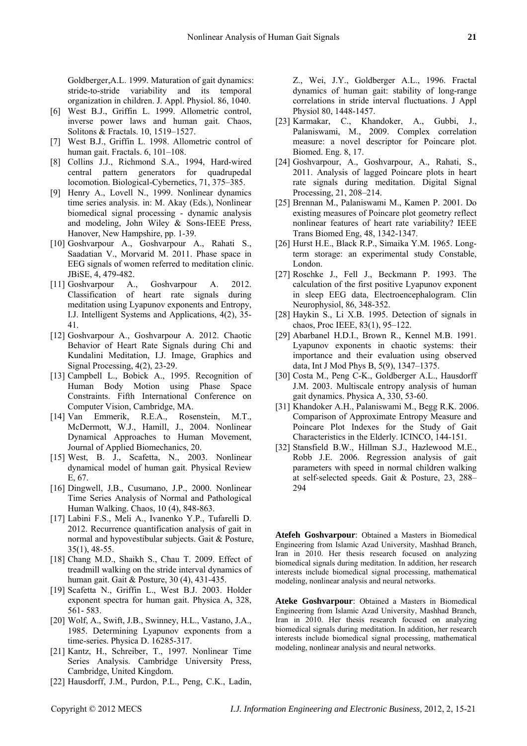Goldberger,A.L. 1999. Maturation of gait dynamics: stride-to-stride variability and its temporal organization in children. J. Appl. Physiol. 86, 1040.

[6] West B.J., Griffin L. 1999. Allometric control, inverse power laws and human gait. Chaos, Solitons & Fractals. 10, 1519–1527.

[7] West B.J., Griffin L. 1998. Allometric control of human gait. Fractals. 6, 101–108.

[8] Collins J.J., Richmond S.A., 1994, Hard-wired central pattern generators for quadrupedal locomotion. Biological-Cybernetics, 71, 375–385.

[9] Henry A., Lovell N., 1999. Nonlinear dynamics time series analysis. in: M. Akay (Eds.), Nonlinear biomedical signal processing - dynamic analysis and modeling, John Wiley & Sons-IEEE Press, Hanover, New Hampshire, pp. 1-39.

[10] Goshvarpour A., Goshvarpour A., Rahati S., Saadatian V., Morvarid M. 2011. Phase space in EEG signals of women referred to meditation clinic. JBiSE, 4, 479-482.

[11] Goshvarpour A., Goshvarpour A. 2012. Classification of heart rate signals during meditation using Lyapunov exponents and Entropy, I.J. Intelligent Systems and Applications, 4(2), 35-41.

[12] Goshvarpour A., Goshvarpour A. 2012. Chaotic Behavior of Heart Rate Signals during Chi and Kundalini Meditation, I.J. Image, Graphics and Signal Processing, 4(2), 23-29.

[13] Campbell L., Bobick A., 1995. Recognition of Human Body Motion using Phase Space Constraints. Fifth International Conference on Computer Vision, Cambridge, MA.

[14] Van Emmerik, R.E.A., Rosenstein, M.T., McDermott, W.J., Hamill, J., 2004. Nonlinear Dynamical Approaches to Human Movement, Journal of Applied Biomechanics, 20.

[15] West, B. J., Scafetta, N., 2003. Nonlinear dynamical model of human gait. Physical Review E, 67.

[16] Dingwell, J.B., Cusumano, J.P., 2000. Nonlinear Time Series Analysis of Normal and Pathological Human Walking. Chaos, 10 (4), 848-863.

[17] Labini F.S., Meli A., Ivanenko Y.P., Tufarelli D. 2012. Recurrence quantification analysis of gait in normal and hypovestibular subjects. Gait & Posture, 35(1), 48-55.

[18] Chang M.D., Shaikh S., Chau T. 2009. Effect of treadmill walking on the stride interval dynamics of human gait. Gait & Posture, 30 (4), 431-435.

[19] Scafetta N., Griffin L., West B.J. 2003. Holder exponent spectra for human gait. Physica A, 328, 561- 583.

[20] Wolf, A., Swift, J.B., Swinney, H.L., Vastano, J.A., 1985. Determining Lyapunov exponents from a time-series. Physica D. 16285-317.

[21] Kantz, H., Schreiber, T., 1997. Nonlinear Time Series Analysis. Cambridge University Press, Cambridge, United Kingdom.

[22] Hausdorff, J.M., Purdon, P.L., Peng, C.K., Ladin, Z., Wei, J.Y., Goldberger A.L., 1996. Fractal dynamics of human gait: stability of long-range correlations in stride interval fluctuations. J Appl Physiol 80, 1448-1457.

[23] Karmakar, C., Khandoker, A., Gubbi, J., Palaniswami, M., 2009. Complex correlation measure: a novel descriptor for Poincare plot. Biomed. Eng. 8, 17.

[24] Goshvarpour, A., Goshvarpour, A., Rahati, S., 2011. Analysis of lagged Poincare plots in heart rate signals during meditation. Digital Signal Processing, 21, 208–214.

[25] Brennan M., Palaniswami M., Kamen P. 2001. Do existing measures of Poincare plot geometry reflect nonlinear features of heart rate variability? IEEE Trans Biomed Eng, 48, 1342-1347.

[26] Hurst H.E., Black R.P., Simaika Y.M. 1965. Long-term storage: an experimental study Constable, London.

[27] Roschke J., Fell J., Beckmann P. 1993. The calculation of the first positive Lyapunov exponent in sleep EEG data, Electroencephalogram. Clin Neurophysiol, 86, 348-352.

[28] Haykin S., Li X.B. 1995. Detection of signals in chaos, Proc IEEE, 83(1), 95–122.

[29] Abarbanel H.D.I., Brown R., Kennel M.B. 1991. Lyapunov exponents in chaotic systems: their importance and their evaluation using observed data, Int J Mod Phys B, 5(9), 1347–1375.

[30] Costa M., Peng C-K., Goldberger A.L., Hausdorff J.M. 2003. Multiscale entropy analysis of human gait dynamics. Physica A, 330, 53-60.

[31] Khandoker A.H., Palaniswami M., Begg R.K. 2006. Comparison of Approximate Entropy Measure and Poincare Plot Indexes for the Study of Gait Characteristics in the Elderly. ICINCO, 144-151.

[32] Stansfield B.W., Hillman S.J., Hazlewood M.E., Robb J.E. 2006. Regression analysis of gait parameters with speed in normal children walking at self-selected speeds. Gait & Posture, 23, 288–294

**Atefeh Goshvarpour**: Obtained a Masters in Biomedical Engineering from Islamic Azad University, Mashhad Branch, Iran in 2010. Her thesis research focused on analyzing biomedical signals during meditation. In addition, her research interests include biomedical signal processing, mathematical modeling, nonlinear analysis and neural networks.

**Ateke Goshvarpour**: Obtained a Masters in Biomedical Engineering from Islamic Azad University, Mashhad Branch, Iran in 2010. Her thesis research focused on analyzing biomedical signals during meditation. In addition, her research interests include biomedical signal processing, mathematical modeling, nonlinear analysis and neural networks.